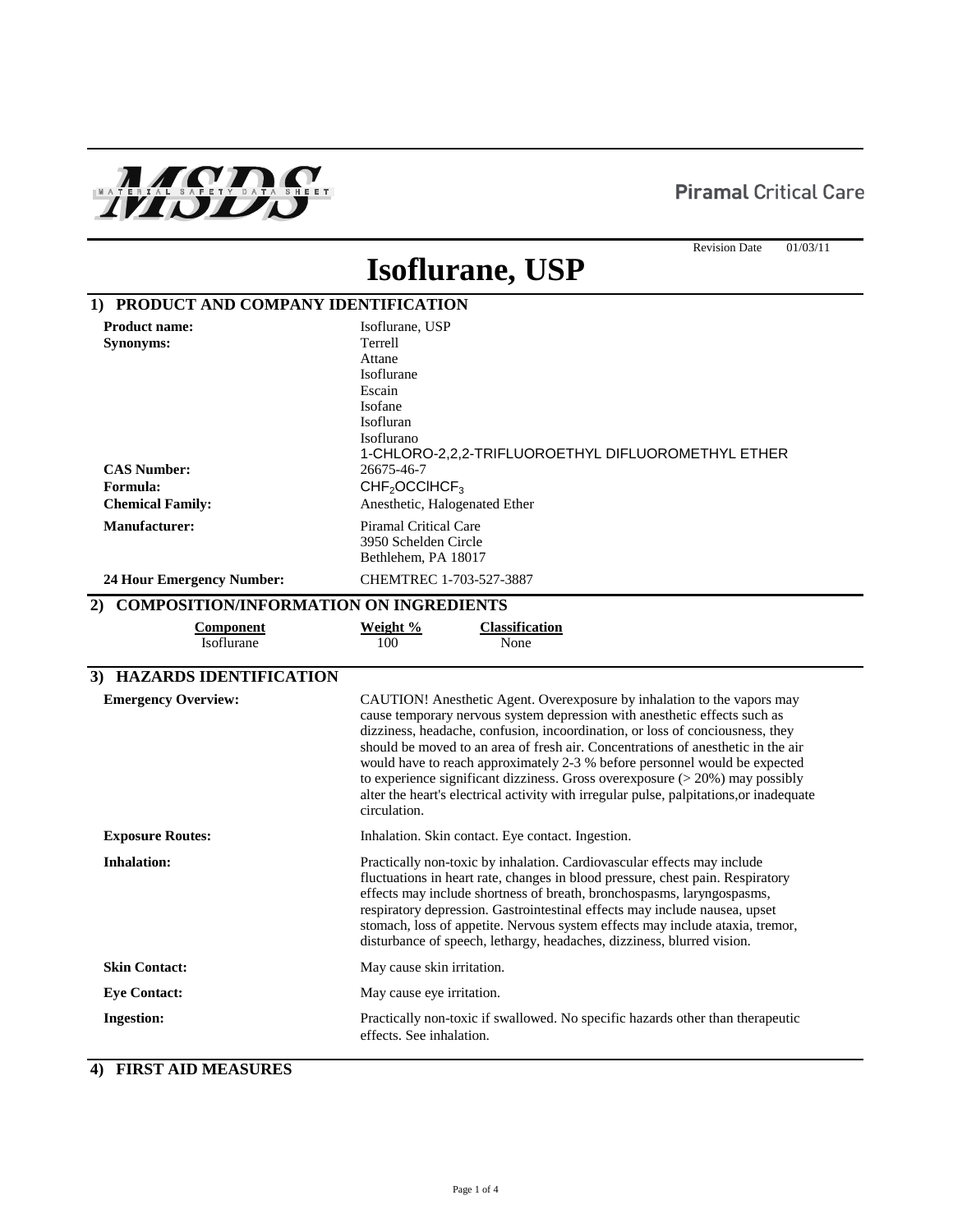**MSDS** MATERIAL SAFETY DATA SHEET

**Piramal** Critical Care

Revision Date 01/03/11

# Isoflurane, USP

## 1) PRODUCT AND COMPANY IDENTIFICATION

**Product name:** Isoflurane, USP

**Synonyms:** Terrell
Attane
Isoflurane
Escain
Isofane
Isofluran
Isoflurano
1-CHLORO-2,2,2-TRIFLUOROETHYL DIFLUOROMETHYL ETHER

**CAS Number:** 26675-46-7

**Formula:** $CHF_2OCClHCF_3$

**Chemical Family:** Anesthetic, Halogenated Ether

**Manufacturer:** Piramal Critical Care
3950 Schelden Circle
Bethlehem, PA 18017

**24 Hour Emergency Number:** CHEMTREC 1-703-527-3887

## 2) COMPOSITION/INFORMATION ON INGREDIENTS

| Component | Weight % | Classification |
|---|---|---|
| Isoflurane | 100 | None |

## 3) HAZARDS IDENTIFICATION

**Emergency Overview:** CAUTION! Anesthetic Agent. Overexposure by inhalation to the vapors may cause temporary nervous system depression with anesthetic effects such as dizziness, headache, confusion, incoordination, or loss of conciousness, they should be moved to an area of fresh air. Concentrations of anesthetic in the air would have to reach approximately 2-3 % before personnel would be expected to experience significant dizziness. Gross overexposure (> 20%) may possibly alter the heart's electrical activity with irregular pulse, palpitations,or inadequate circulation.

**Exposure Routes:** Inhalation. Skin contact. Eye contact. Ingestion.

**Inhalation:** Practically non-toxic by inhalation. Cardiovascular effects may include fluctuations in heart rate, changes in blood pressure, chest pain. Respiratory effects may include shortness of breath, bronchospasms, laryngospasms, respiratory depression. Gastrointestinal effects may include nausea, upset stomach, loss of appetite. Nervous system effects may include ataxia, tremor, disturbance of speech, lethargy, headaches, dizziness, blurred vision.

**Skin Contact:** May cause skin irritation.

**Eye Contact:** May cause eye irritation.

**Ingestion:** Practically non-toxic if swallowed. No specific hazards other than therapeutic effects. See inhalation.

## 4) FIRST AID MEASURES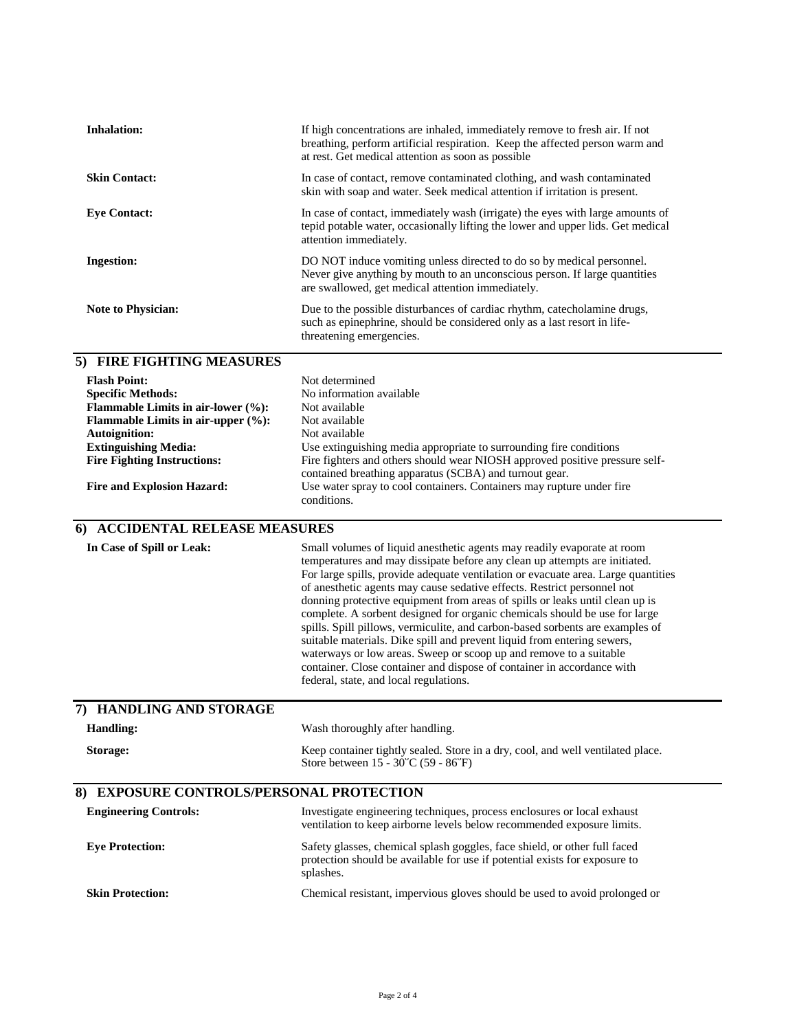**Inhalation:** If high concentrations are inhaled, immediately remove to fresh air. If not breathing, perform artificial respiration. Keep the affected person warm and at rest. Get medical attention as soon as possible

**Skin Contact:** In case of contact, remove contaminated clothing, and wash contaminated skin with soap and water. Seek medical attention if irritation is present.

**Eye Contact:** In case of contact, immediately wash (irrigate) the eyes with large amounts of tepid potable water, occasionally lifting the lower and upper lids. Get medical attention immediately.

**Ingestion:** DO NOT induce vomiting unless directed to do so by medical personnel. Never give anything by mouth to an unconscious person. If large quantities are swallowed, get medical attention immediately.

**Note to Physician:** Due to the possible disturbances of cardiac rhythm, catecholamine drugs, such as epinephrine, should be considered only as a last resort in life-threatening emergencies.

## 5) FIRE FIGHTING MEASURES

**Flash Point:** Not determined
**Specific Methods:** No information available
**Flammable Limits in air-lower (%):** Not available
**Flammable Limits in air-upper (%):** Not available
**Autoignition:** Not available
**Extinguishing Media:** Use extinguishing media appropriate to surrounding fire conditions
**Fire Fighting Instructions:** Fire fighters and others should wear NIOSH approved positive pressure self-contained breathing apparatus (SCBA) and turnout gear.
**Fire and Explosion Hazard:** Use water spray to cool containers. Containers may rupture under fire conditions.

## 6) ACCIDENTAL RELEASE MEASURES

**In Case of Spill or Leak:** Small volumes of liquid anesthetic agents may readily evaporate at room temperatures and may dissipate before any clean up attempts are initiated. For large spills, provide adequate ventilation or evacuate area. Large quantities of anesthetic agents may cause sedative effects. Restrict personnel not donning protective equipment from areas of spills or leaks until clean up is complete. A sorbent designed for organic chemicals should be use for large spills. Spill pillows, vermiculite, and carbon-based sorbents are examples of suitable materials. Dike spill and prevent liquid from entering sewers, waterways or low areas. Sweep or scoop up and remove to a suitable container. Close container and dispose of container in accordance with federal, state, and local regulations.

## 7) HANDLING AND STORAGE

**Handling:** Wash thoroughly after handling.

**Storage:** Keep container tightly sealed. Store in a dry, cool, and well ventilated place. Store between 15 - 30°C (59 - 86°F)

## 8) EXPOSURE CONTROLS/PERSONAL PROTECTION

**Engineering Controls:** Investigate engineering techniques, process enclosures or local exhaust ventilation to keep airborne levels below recommended exposure limits.

**Eye Protection:** Safety glasses, chemical splash goggles, face shield, or other full faced protection should be available for use if potential exists for exposure to splashes.

**Skin Protection:** Chemical resistant, impervious gloves should be used to avoid prolonged or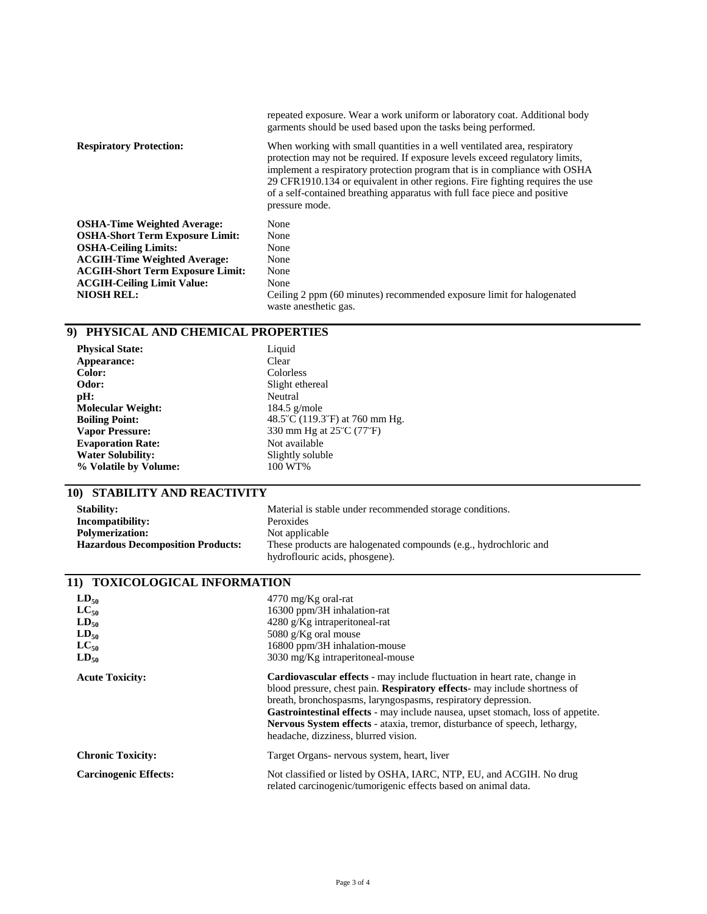| | |
|---|---|
| | repeated exposure. Wear a work uniform or laboratory coat. Additional body garments should be used based upon the tasks being performed. |
| **Respiratory Protection:** | When working with small quantities in a well ventilated area, respiratory protection may not be required. If exposure levels exceed regulatory limits, implement a respiratory protection program that is in compliance with OSHA 29 CFR1910.134 or equivalent in other regions. Fire fighting requires the use of a self-contained breathing apparatus with full face piece and positive pressure mode. |
| **OSHA-Time Weighted Average:** | None |
| **OSHA-Short Term Exposure Limit:** | None |
| **OSHA-Ceiling Limits:** | None |
| **ACGIH-Time Weighted Average:** | None |
| **ACGIH-Short Term Exposure Limit:** | None |
| **ACGIH-Ceiling Limit Value:** | None |
| **NIOSH REL:** | Ceiling 2 ppm (60 minutes) recommended exposure limit for halogenated waste anesthetic gas. |

## 9) PHYSICAL AND CHEMICAL PROPERTIES

| | |
|---|---|
| **Physical State:** | Liquid |
| **Appearance:** | Clear |
| **Color:** | Colorless |
| **Odor:** | Slight ethereal |
| **pH:** | Neutral |
| **Molecular Weight:** | 184.5 g/mole |
| **Boiling Point:** | 48.5˚C (119.3˚F) at 760 mm Hg. |
| **Vapor Pressure:** | 330 mm Hg at 25˚C (77˚F) |
| **Evaporation Rate:** | Not available |
| **Water Solubility:** | Slightly soluble |
| **% Volatile by Volume:** | 100 WT% |

## 10) STABILITY AND REACTIVITY

| | |
|---|---|
| **Stability:** | Material is stable under recommended storage conditions. |
| **Incompatibility:** | Peroxides |
| **Polymerization:** | Not applicable |
| **Hazardous Decomposition Products:** | These products are halogenated compounds (e.g., hydrochloric and hydroflouric acids, phosgene). |

## 11) TOXICOLOGICAL INFORMATION

| | |
|---|---|
| $LD_{50}$ | 4770 mg/Kg oral-rat |
| $LC_{50}$ | 16300 ppm/3H inhalation-rat |
| $LD_{50}$ | 4280 g/Kg intraperitoneal-rat |
| $LD_{50}$ | 5080 g/Kg oral mouse |
| $LC_{50}$ | 16800 ppm/3H inhalation-mouse |
| $LD_{50}$ | 3030 mg/Kg intraperitoneal-mouse |
| **Acute Toxicity:** | **Cardiovascular effects** - may include fluctuation in heart rate, change in blood pressure, chest pain. **Respiratory effects**- may include shortness of breath, bronchospasms, laryngospasms, respiratory depression. **Gastrointestinal effects** - may include nausea, upset stomach, loss of appetite. **Nervous System effects** - ataxia, tremor, disturbance of speech, lethargy, headache, dizziness, blurred vision. |
| **Chronic Toxicity:** | Target Organs- nervous system, heart, liver |
| **Carcinogenic Effects:** | Not classified or listed by OSHA, IARC, NTP, EU, and ACGIH. No drug related carcinogenic/tumorigenic effects based on animal data. |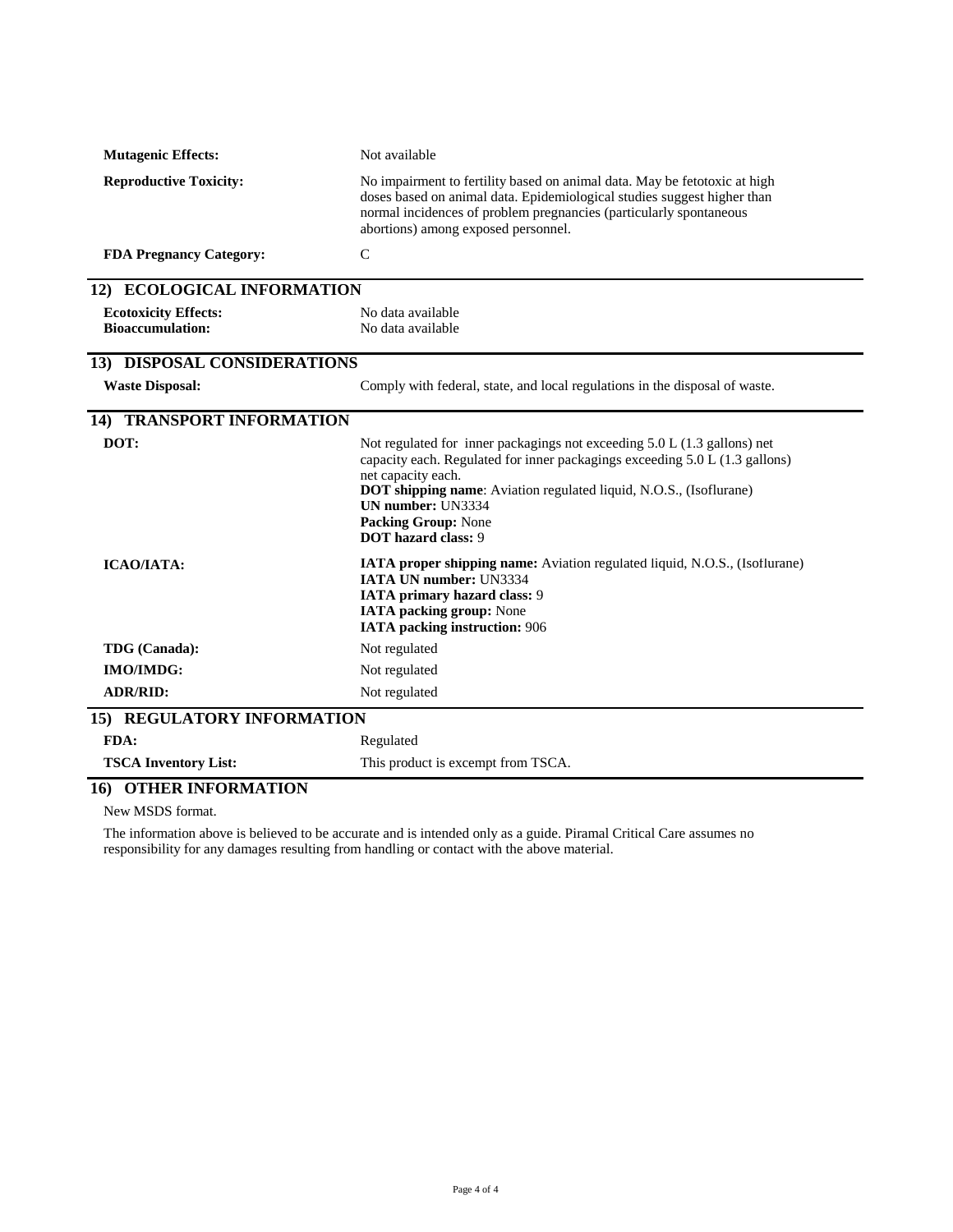| | |
|---|---|
| **Mutagenic Effects:** | Not available |
| **Reproductive Toxicity:** | No impairment to fertility based on animal data. May be fetotoxic at high doses based on animal data. Epidemiological studies suggest higher than normal incidences of problem pregnancies (particularly spontaneous abortions) among exposed personnel. |
| **FDA Pregnancy Category:** | C |

## 12) ECOLOGICAL INFORMATION

| | |
|---|---|
| **Ecotoxicity Effects:** | No data available |
| **Bioaccumulation:** | No data available |

## 13) DISPOSAL CONSIDERATIONS

| | |
|---|---|
| **Waste Disposal:** | Comply with federal, state, and local regulations in the disposal of waste. |

## 14) TRANSPORT INFORMATION

| | |
|---|---|
| **DOT:** | Not regulated for inner packagings not exceeding 5.0 L (1.3 gallons) net capacity each. Regulated for inner packagings exceeding 5.0 L (1.3 gallons) net capacity each.<br>**DOT shipping name**: Aviation regulated liquid, N.O.S., (Isoflurane)<br>**UN number:** UN3334<br>**Packing Group:** None<br>**DOT hazard class:** 9 |
| **ICAO/IATA:** | **IATA proper shipping name:** Aviation regulated liquid, N.O.S., (Isoflurane)<br>**IATA UN number:** UN3334<br>**IATA primary hazard class:** 9<br>**IATA packing group:** None<br>**IATA packing instruction:** 906 |
| **TDG (Canada):** | Not regulated |
| **IMO/IMDG:** | Not regulated |
| **ADR/RID:** | Not regulated |

## 15) REGULATORY INFORMATION

| | |
|---|---|
| **FDA:** | Regulated |
| **TSCA Inventory List:** | This product is excempt from TSCA. |

## 16) OTHER INFORMATION

New MSDS format.

The information above is believed to be accurate and is intended only as a guide. Piramal Critical Care assumes no responsibility for any damages resulting from handling or contact with the above material.